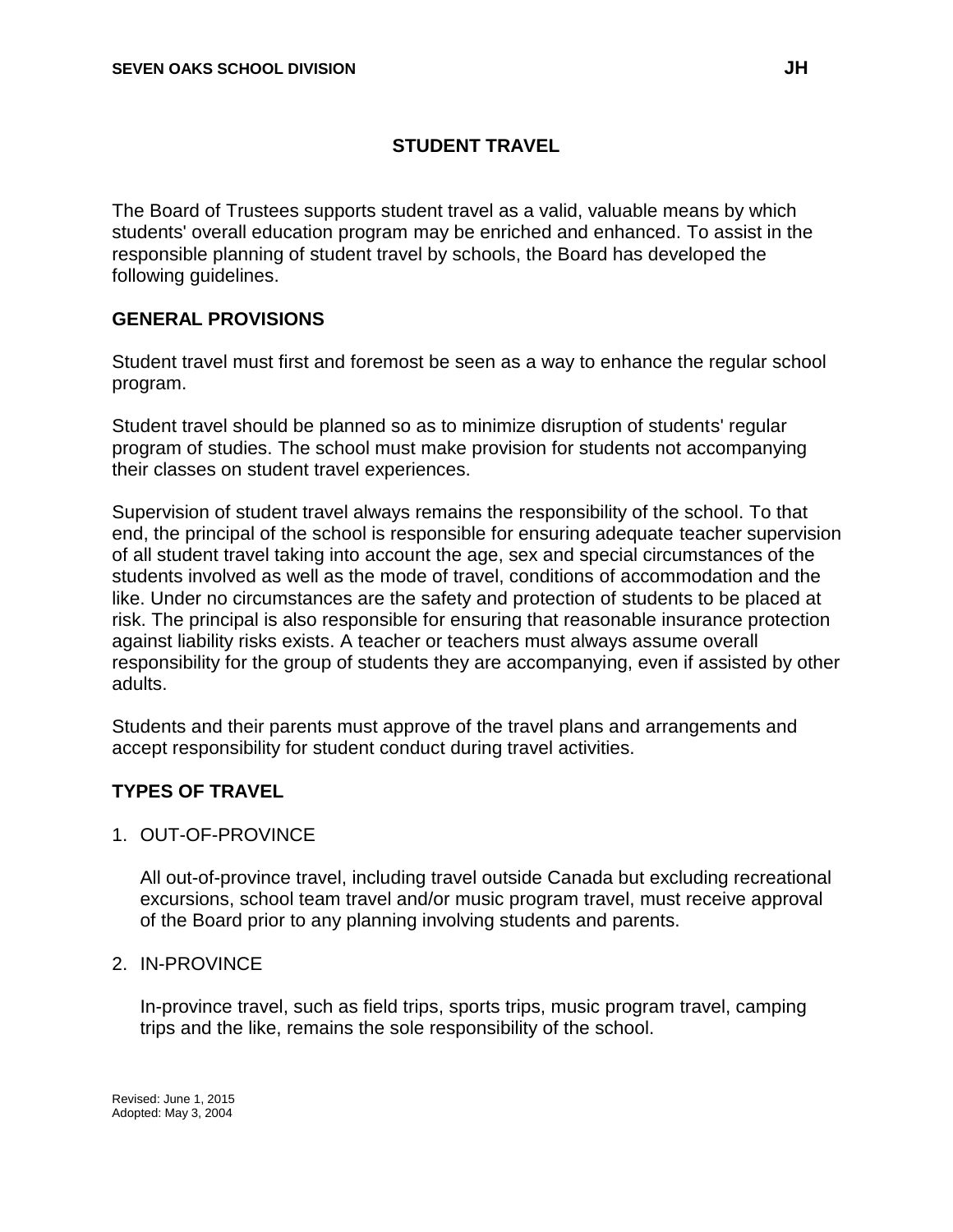# STUDENT TRAVEL

The Board of Trustees supports student travel as a valid, valuable means by which students' overall education program may be enriched and enhanced. To assist in the responsible planning of student travel by schools, the Board has developed the following guidelines.

## GENERAL PROVISIONS

Student travel must first and foremost be seen as a way to enhance the regular school program.

Student travel should be planned so as to minimize disruption of students' regular program of studies. The school must make provision for students not accompanying their classes on student travel experiences.

Supervision of student travel always remains the responsibility of the school. To that end, the principal of the school is responsible for ensuring adequate teacher supervision of all student travel taking into account the age, sex and special circumstances of the students involved as well as the mode of travel, conditions of accommodation and the like. Under no circumstances are the safety and protection of students to be placed at risk. The principal is also responsible for ensuring that reasonable insurance protection against liability risks exists. A teacher or teachers must always assume overall responsibility for the group of students they are accompanying, even if assisted by other adults.

Students and their parents must approve of the travel plans and arrangements and accept responsibility for student conduct during travel activities.

## TYPES OF TRAVEL

1. OUT-OF-PROVINCE

   All out-of-province travel, including travel outside Canada but excluding recreational excursions, school team travel and/or music program travel, must receive approval of the Board prior to any planning involving students and parents.

2. IN-PROVINCE

   In-province travel, such as field trips, sports trips, music program travel, camping trips and the like, remains the sole responsibility of the school.

Revised: June 1, 2015
Adopted: May 3, 2004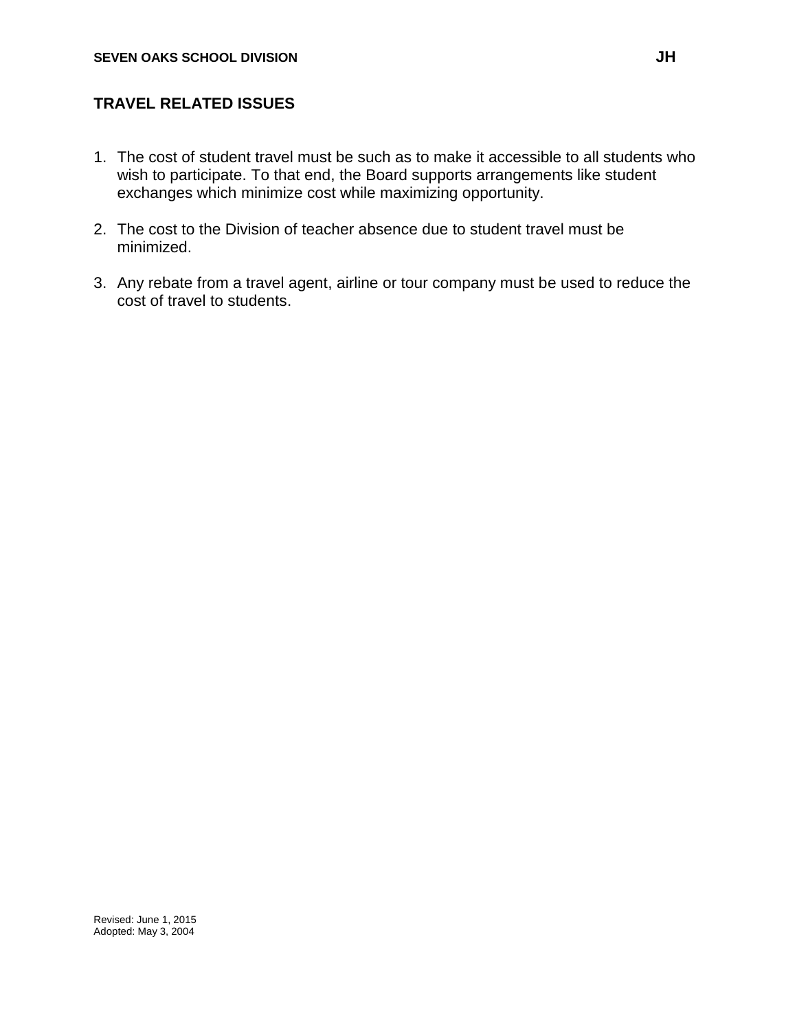# TRAVEL RELATED ISSUES

1. The cost of student travel must be such as to make it accessible to all students who wish to participate. To that end, the Board supports arrangements like student exchanges which minimize cost while maximizing opportunity.

2. The cost to the Division of teacher absence due to student travel must be minimized.

3. Any rebate from a travel agent, airline or tour company must be used to reduce the cost of travel to students.

Revised: June 1, 2015
Adopted: May 3, 2004